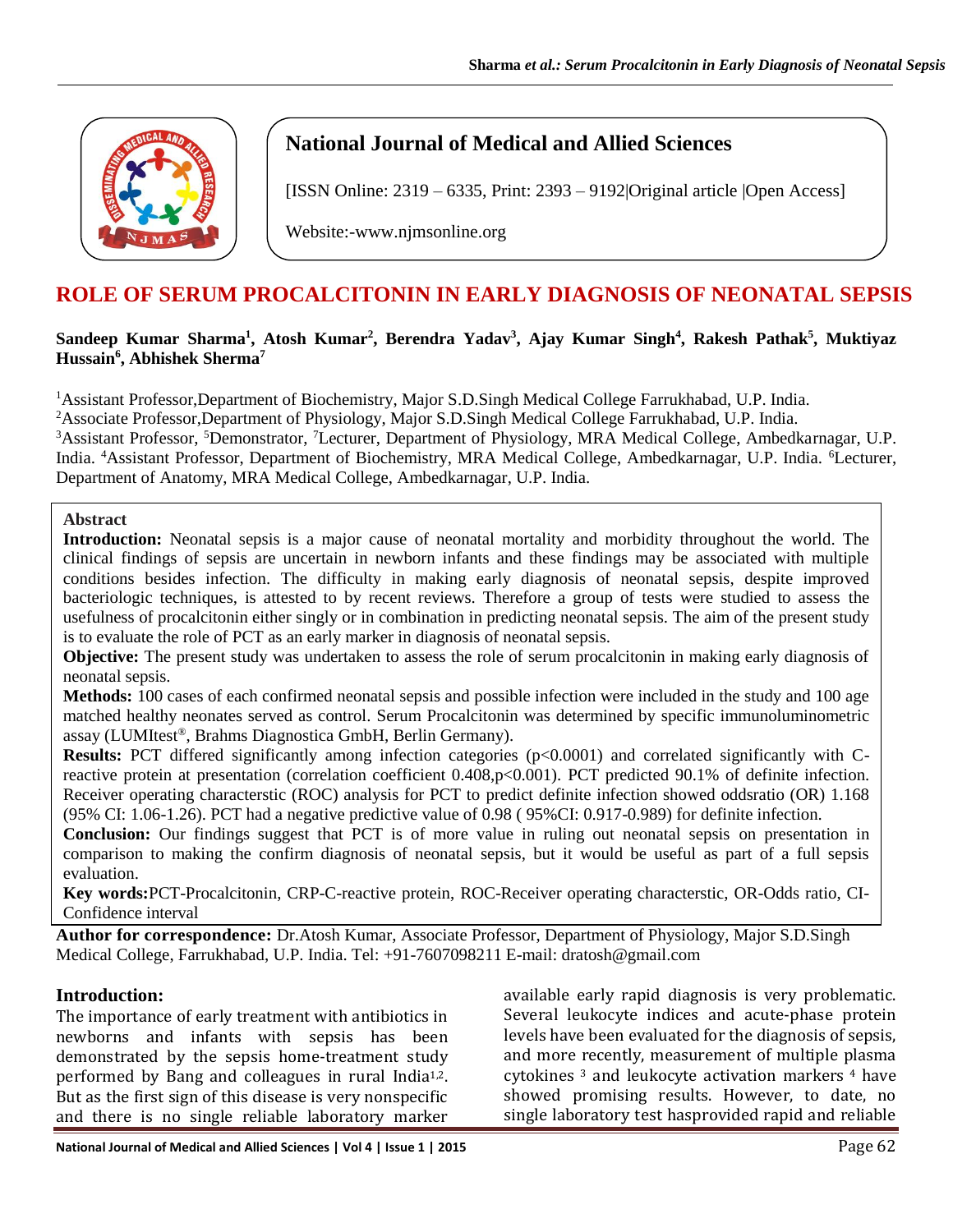# National Journal of Medical and Allied Sciences

[ISSN Online: 2319 – 6335, Print: 2393 – 9192|Original article |Open Access]

Website:-www.njmsonline.org

# ROLE OF SERUM PROCALCITONIN IN EARLY DIAGNOSIS OF NEONATAL SEPSIS

**Sandeep Kumar Sharma[1], Atosh Kumar[2], Berendra Yadav[3], Ajay Kumar Singh[4], Rakesh Pathak[5], Muktiyaz Hussain[6], Abhishek Sherma[7]**

[1]Assistant Professor,Department of Biochemistry, Major S.D.Singh Medical College Farrukhabad, U.P. India.
[2]Associate Professor,Department of Physiology, Major S.D.Singh Medical College Farrukhabad, U.P. India.
[3]Assistant Professor, [5]Demonstrator, [7]Lecturer, Department of Physiology, MRA Medical College, Ambedkarnagar, U.P. India. [4]Assistant Professor, Department of Biochemistry, MRA Medical College, Ambedkarnagar, U.P. India. [6]Lecturer, Department of Anatomy, MRA Medical College, Ambedkarnagar, U.P. India.

**Abstract**

**Introduction:** Neonatal sepsis is a major cause of neonatal mortality and morbidity throughout the world. The clinical findings of sepsis are uncertain in newborn infants and these findings may be associated with multiple conditions besides infection. The difficulty in making early diagnosis of neonatal sepsis, despite improved bacteriologic techniques, is attested to by recent reviews. Therefore a group of tests were studied to assess the usefulness of procalcitonin either singly or in combination in predicting neonatal sepsis. The aim of the present study is to evaluate the role of PCT as an early marker in diagnosis of neonatal sepsis.

**Objective:** The present study was undertaken to assess the role of serum procalcitonin in making early diagnosis of neonatal sepsis.

**Methods:** 100 cases of each confirmed neonatal sepsis and possible infection were included in the study and 100 age matched healthy neonates served as control. Serum Procalcitonin was determined by specific immunoluminometric assay (LUMItest®, Brahms Diagnostica GmbH, Berlin Germany).

**Results:** PCT differed significantly among infection categories ($p<0.0001$) and correlated significantly with C-reactive protein at presentation (correlation coefficient 0.408,$p<0.001$). PCT predicted 90.1% of definite infection. Receiver operating characterstic (ROC) analysis for PCT to predict definite infection showed oddsratio (OR) 1.168 (95% CI: 1.06-1.26). PCT had a negative predictive value of 0.98 ( 95%CI: 0.917-0.989) for definite infection.

**Conclusion:** Our findings suggest that PCT is of more value in ruling out neonatal sepsis on presentation in comparison to making the confirm diagnosis of neonatal sepsis, but it would be useful as part of a full sepsis evaluation.

**Key words:**PCT-Procalcitonin, CRP-C-reactive protein, ROC-Receiver operating characterstic, OR-Odds ratio, CI-Confidence interval

**Author for correspondence:** Dr.Atosh Kumar, Associate Professor, Department of Physiology, Major S.D.Singh Medical College, Farrukhabad, U.P. India. Tel: +91-7607098211 E-mail: dratosh@gmail.com

## Introduction:

The importance of early treatment with antibiotics in newborns and infants with sepsis has been demonstrated by the sepsis home-treatment study performed by Bang and colleagues in rural India[1,2]. But as the first sign of this disease is very nonspecific and there is no single reliable laboratory marker available early rapid diagnosis is very problematic. Several leukocyte indices and acute-phase protein levels have been evaluated for the diagnosis of sepsis, and more recently, measurement of multiple plasma cytokines [3] and leukocyte activation markers [4] have showed promising results. However, to date, no single laboratory test hasprovided rapid and reliable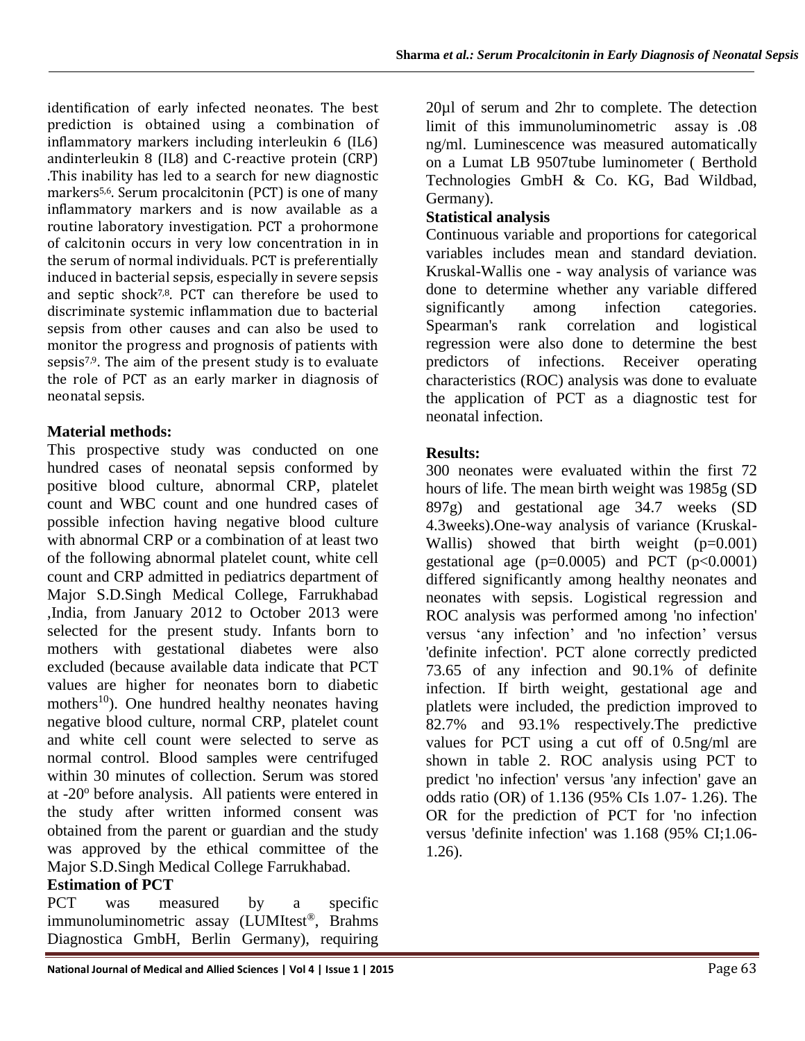identification of early infected neonates. The best prediction is obtained using a combination of inflammatory markers including interleukin 6 (IL6) andinterleukin 8 (IL8) and C-reactive protein (CRP) .This inability has led to a search for new diagnostic markers[5,6]. Serum procalcitonin (PCT) is one of many inflammatory markers and is now available as a routine laboratory investigation. PCT a prohormone of calcitonin occurs in very low concentration in in the serum of normal individuals. PCT is preferentially induced in bacterial sepsis, especially in severe sepsis and septic shock[7,8]. PCT can therefore be used to discriminate systemic inflammation due to bacterial sepsis from other causes and can also be used to monitor the progress and prognosis of patients with sepsis[7,9]. The aim of the present study is to evaluate the role of PCT as an early marker in diagnosis of neonatal sepsis.

**Material methods:**

This prospective study was conducted on one hundred cases of neonatal sepsis conformed by positive blood culture, abnormal CRP, platelet count and WBC count and one hundred cases of possible infection having negative blood culture with abnormal CRP or a combination of at least two of the following abnormal platelet count, white cell count and CRP admitted in pediatrics department of Major S.D.Singh Medical College, Farrukhabad ,India, from January 2012 to October 2013 were selected for the present study. Infants born to mothers with gestational diabetes were also excluded (because available data indicate that PCT values are higher for neonates born to diabetic mothers[10]). One hundred healthy neonates having negative blood culture, normal CRP, platelet count and white cell count were selected to serve as normal control. Blood samples were centrifuged within 30 minutes of collection. Serum was stored at -20º before analysis. All patients were entered in the study after written informed consent was obtained from the parent or guardian and the study was approved by the ethical committee of the Major S.D.Singh Medical College Farrukhabad.

**Estimation of PCT**

PCT was measured by a specific immunoluminometric assay (LUMItest®, Brahms Diagnostica GmbH, Berlin Germany), requiring 20μl of serum and 2hr to complete. The detection limit of this immunoluminometric assay is .08 ng/ml. Luminescence was measured automatically on a Lumat LB 9507tube luminometer ( Berthold Technologies GmbH & Co. KG, Bad Wildbad, Germany).

**Statistical analysis**

Continuous variable and proportions for categorical variables includes mean and standard deviation. Kruskal-Wallis one - way analysis of variance was done to determine whether any variable differed significantly among infection categories. Spearman's rank correlation and logistical regression were also done to determine the best predictors of infections. Receiver operating characteristics (ROC) analysis was done to evaluate the application of PCT as a diagnostic test for neonatal infection.

**Results:**

300 neonates were evaluated within the first 72 hours of life. The mean birth weight was 1985g (SD 897g) and gestational age 34.7 weeks (SD 4.3weeks).One-way analysis of variance (Kruskal-Wallis) showed that birth weight ($p=0.001$) gestational age ($p=0.0005$) and PCT ($p<0.0001$) differed significantly among healthy neonates and neonates with sepsis. Logistical regression and ROC analysis was performed among 'no infection' versus 'any infection' and 'no infection' versus 'definite infection'. PCT alone correctly predicted 73.65 of any infection and 90.1% of definite infection. If birth weight, gestational age and platlets were included, the prediction improved to 82.7% and 93.1% respectively.The predictive values for PCT using a cut off of 0.5ng/ml are shown in table 2. ROC analysis using PCT to predict 'no infection' versus 'any infection' gave an odds ratio (OR) of 1.136 (95% CIs 1.07- 1.26). The OR for the prediction of PCT for 'no infection versus 'definite infection' was 1.168 (95% CI;1.06-1.26).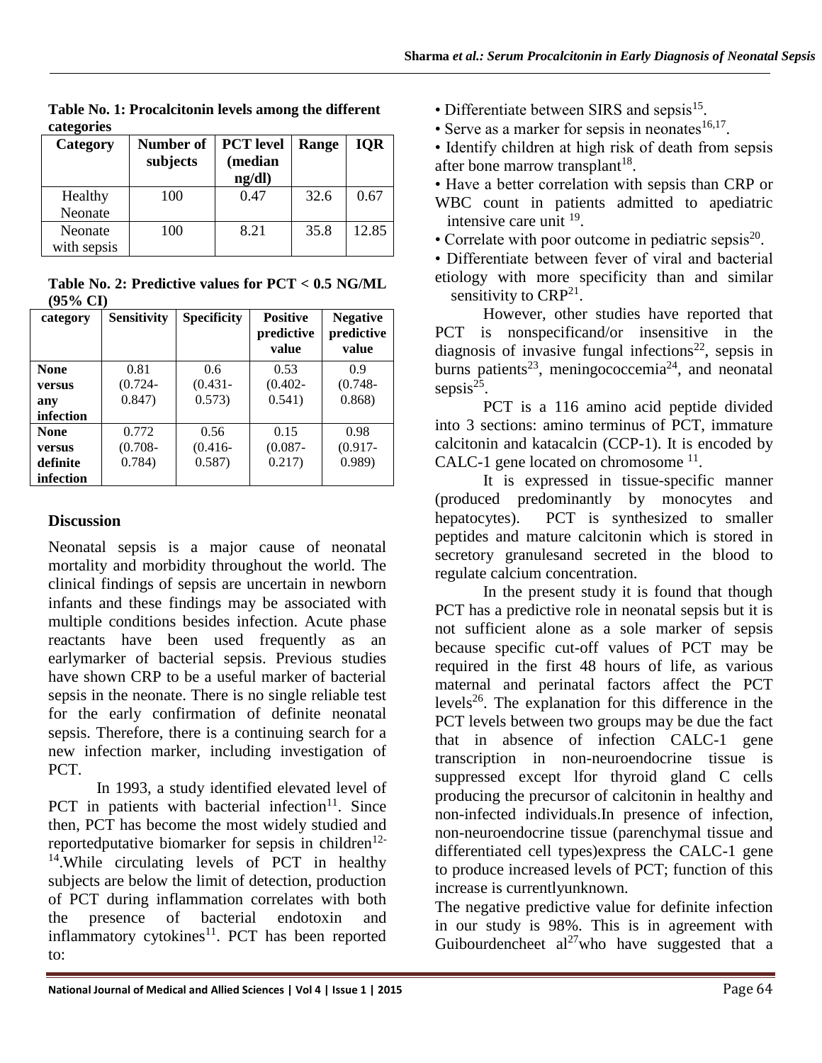**Table No. 1: Procalcitonin levels among the different categories**

| Category | Number of subjects | PCT level (median ng/dl) | Range | IQR |
|---|---|---|---|---|
| Healthy Neonate | 100 | 0.47 | 32.6 | 0.67 |
| Neonate with sepsis | 100 | 8.21 | 35.8 | 12.85 |

**Table No. 2: Predictive values for PCT < 0.5 NG/ML (95% CI)**

| category | Sensitivity | Specificity | Positive predictive value | Negative predictive value |
|---|---|---|---|---|
| **None versus any infection** | 0.81 (0.724-0.847) | 0.6 (0.431-0.573) | 0.53 (0.402-0.541) | 0.9 (0.748-0.868) |
| **None versus definite infection** | 0.772 (0.708-0.784) | 0.56 (0.416-0.587) | 0.15 (0.087-0.217) | 0.98 (0.917-0.989) |

## Discussion

Neonatal sepsis is a major cause of neonatal mortality and morbidity throughout the world. The clinical findings of sepsis are uncertain in newborn infants and these findings may be associated with multiple conditions besides infection. Acute phase reactants have been used frequently as an earlymarker of bacterial sepsis. Previous studies have shown CRP to be a useful marker of bacterial sepsis in the neonate. There is no single reliable test for the early confirmation of definite neonatal sepsis. Therefore, there is a continuing search for a new infection marker, including investigation of PCT.

In 1993, a study identified elevated level of PCT in patients with bacterial infection[11]. Since then, PCT has become the most widely studied and reportedputative biomarker for sepsis in children[12-14].While circulating levels of PCT in healthy subjects are below the limit of detection, production of PCT during inflammation correlates with both the presence of bacterial endotoxin and inflammatory cytokines[11]. PCT has been reported to:

- Differentiate between SIRS and sepsis[15].
- Serve as a marker for sepsis in neonates[16,17].
- Identify children at high risk of death from sepsis after bone marrow transplant[18].
- Have a better correlation with sepsis than CRP or WBC count in patients admitted to apediatric intensive care unit [19].
- Correlate with poor outcome in pediatric sepsis[20].
- Differentiate between fever of viral and bacterial etiology with more specificity than and similar sensitivity to CRP[21].

However, other studies have reported that PCT is nonspecificand/or insensitive in the diagnosis of invasive fungal infections[22], sepsis in burns patients[23], meningococcemia[24], and neonatal sepsis[25].

PCT is a 116 amino acid peptide divided into 3 sections: amino terminus of PCT, immature calcitonin and katacalcin (CCP-1). It is encoded by CALC-1 gene located on chromosome [11].

It is expressed in tissue-specific manner (produced predominantly by monocytes and hepatocytes). PCT is synthesized to smaller peptides and mature calcitonin which is stored in secretory granulesand secreted in the blood to regulate calcium concentration.

In the present study it is found that though PCT has a predictive role in neonatal sepsis but it is not sufficient alone as a sole marker of sepsis because specific cut-off values of PCT may be required in the first 48 hours of life, as various maternal and perinatal factors affect the PCT levels[26]. The explanation for this difference in the PCT levels between two groups may be due the fact that in absence of infection CALC-1 gene transcription in non-neuroendocrine tissue is suppressed except lfor thyroid gland C cells producing the precursor of calcitonin in healthy and non-infected individuals.In presence of infection, non-neuroendocrine tissue (parenchymal tissue and differentiated cell types)express the CALC-1 gene to produce increased levels of PCT; function of this increase is currentlyunknown.

The negative predictive value for definite infection in our study is 98%. This is in agreement with Guibourdencheet al[27]who have suggested that a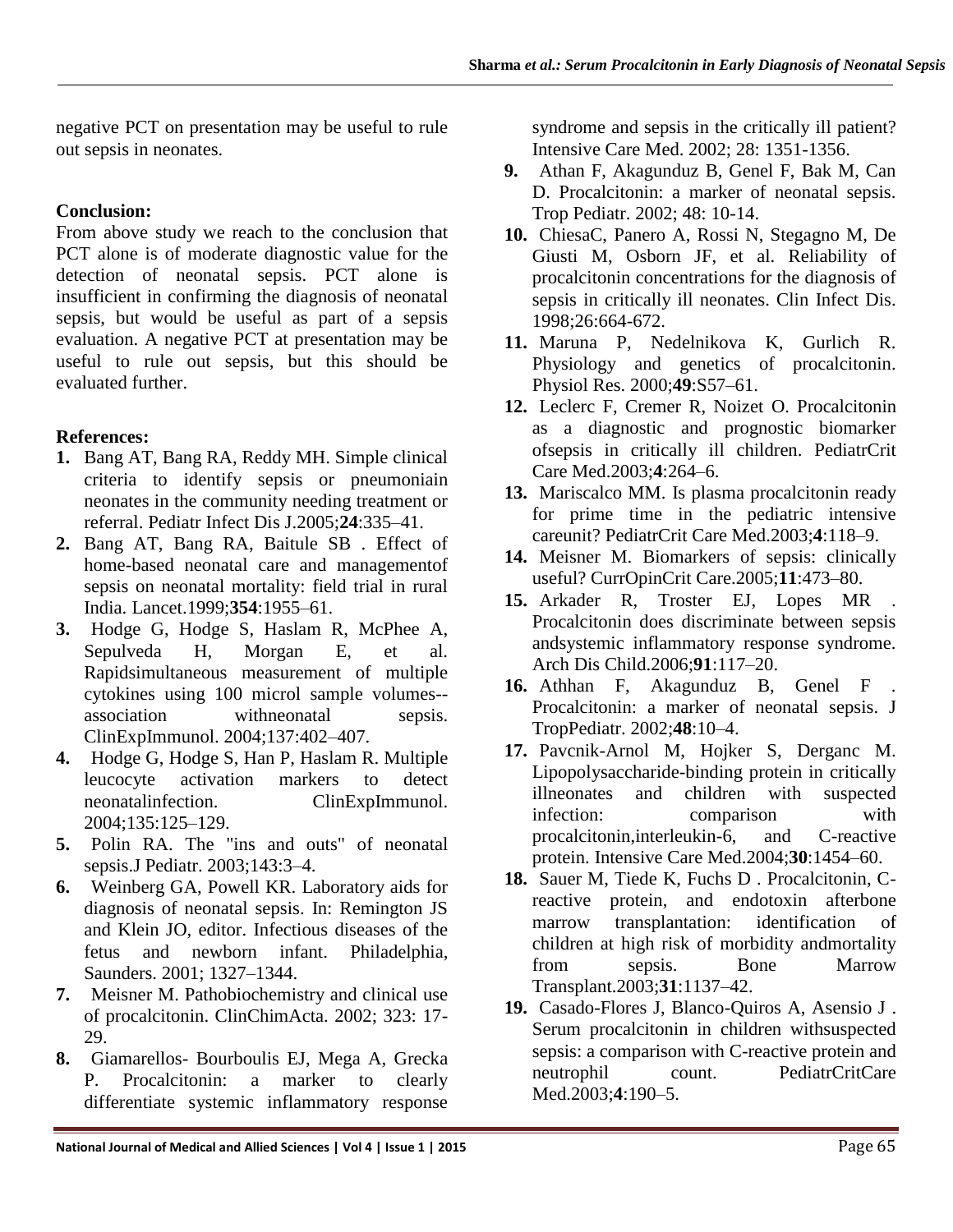negative PCT on presentation may be useful to rule out sepsis in neonates.

**Conclusion:**

From above study we reach to the conclusion that PCT alone is of moderate diagnostic value for the detection of neonatal sepsis. PCT alone is insufficient in confirming the diagnosis of neonatal sepsis, but would be useful as part of a sepsis evaluation. A negative PCT at presentation may be useful to rule out sepsis, but this should be evaluated further.

**References:**

1. Bang AT, Bang RA, Reddy MH. Simple clinical criteria to identify sepsis or pneumoniain neonates in the community needing treatment or referral. Pediatr Infect Dis J.2005;**24**:335–41.
2. Bang AT, Bang RA, Baitule SB . Effect of home-based neonatal care and managementof sepsis on neonatal mortality: field trial in rural India. Lancet.1999;**354**:1955–61.
3. Hodge G, Hodge S, Haslam R, McPhee A, Sepulveda H, Morgan E, et al. Rapidsimultaneous measurement of multiple cytokines using 100 microl sample volumes--association withneonatal sepsis. ClinExpImmunol. 2004;137:402–407.
4. Hodge G, Hodge S, Han P, Haslam R. Multiple leucocyte activation markers to detect neonatalinfection. ClinExpImmunol. 2004;135:125–129.
5. Polin RA. The "ins and outs" of neonatal sepsis.J Pediatr. 2003;143:3–4.
6. Weinberg GA, Powell KR. Laboratory aids for diagnosis of neonatal sepsis. In: Remington JS and Klein JO, editor. Infectious diseases of the fetus and newborn infant. Philadelphia, Saunders. 2001; 1327–1344.
7. Meisner M. Pathobiochemistry and clinical use of procalcitonin. ClinChimActa. 2002; 323: 17-29.
8. Giamarellos- Bourboulis EJ, Mega A, Grecka P. Procalcitonin: a marker to clearly differentiate systemic inflammatory response syndrome and sepsis in the critically ill patient? Intensive Care Med. 2002; 28: 1351-1356.
9. Athan F, Akagunduz B, Genel F, Bak M, Can D. Procalcitonin: a marker of neonatal sepsis. Trop Pediatr. 2002; 48: 10-14.
10. ChiesaC, Panero A, Rossi N, Stegagno M, De Giusti M, Osborn JF, et al. Reliability of procalcitonin concentrations for the diagnosis of sepsis in critically ill neonates. Clin Infect Dis. 1998;26:664-672.
11. Maruna P, Nedelnikova K, Gurlich R. Physiology and genetics of procalcitonin. Physiol Res. 2000;**49**:S57–61.
12. Leclerc F, Cremer R, Noizet O. Procalcitonin as a diagnostic and prognostic biomarker ofsepsis in critically ill children. PediatrCrit Care Med.2003;**4**:264–6.
13. Mariscalco MM. Is plasma procalcitonin ready for prime time in the pediatric intensive careunit? PediatrCrit Care Med.2003;**4**:118–9.
14. Meisner M. Biomarkers of sepsis: clinically useful? CurrOpinCrit Care.2005;**11**:473–80.
15. Arkader R, Troster EJ, Lopes MR . Procalcitonin does discriminate between sepsis andsystemic inflammatory response syndrome. Arch Dis Child.2006;**91**:117–20.
16. Athhan F, Akagunduz B, Genel F . Procalcitonin: a marker of neonatal sepsis. J TropPediatr. 2002;**48**:10–4.
17. Pavcnik-Arnol M, Hojker S, Derganc M. Lipopolysaccharide-binding protein in critically illneonates and children with suspected infection: comparison with procalcitonin,interleukin-6, and C-reactive protein. Intensive Care Med.2004;**30**:1454–60.
18. Sauer M, Tiede K, Fuchs D . Procalcitonin, C-reactive protein, and endotoxin afterbone marrow transplantation: identification of children at high risk of morbidity andmortality from sepsis. Bone Marrow Transplant.2003;**31**:1137–42.
19. Casado-Flores J, Blanco-Quiros A, Asensio J . Serum procalcitonin in children withsuspected sepsis: a comparison with C-reactive protein and neutrophil count. PediatrCritCare Med.2003;**4**:190–5.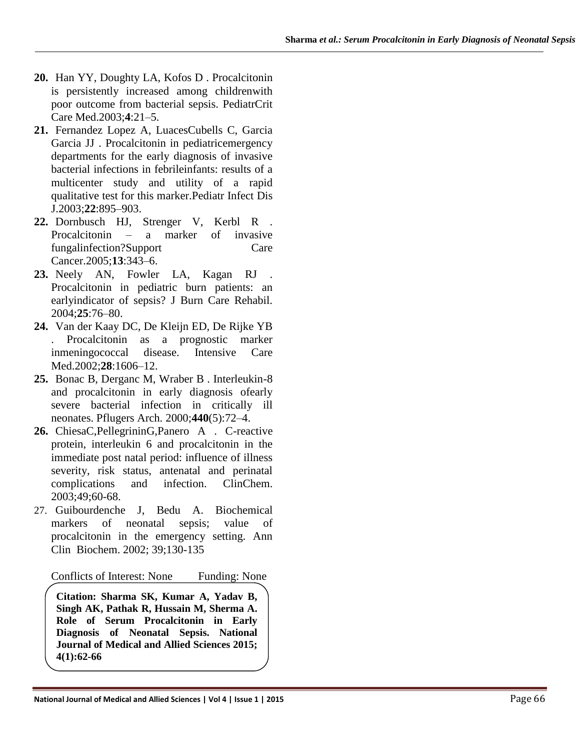20. Han YY, Doughty LA, Kofos D . Procalcitonin is persistently increased among childrenwith poor outcome from bacterial sepsis. PediatrCrit Care Med.2003;**4**:21–5.
21. Fernandez Lopez A, LuacesCubells C, Garcia Garcia JJ . Procalcitonin in pediatricemergency departments for the early diagnosis of invasive bacterial infections in febrileinfants: results of a multicenter study and utility of a rapid qualitative test for this marker.Pediatr Infect Dis J.2003;**22**:895–903.
22. Dornbusch HJ, Strenger V, Kerbl R . Procalcitonin – a marker of invasive fungalinfection?Support Care Cancer.2005;**13**:343–6.
23. Neely AN, Fowler LA, Kagan RJ . Procalcitonin in pediatric burn patients: an earlyindicator of sepsis? J Burn Care Rehabil. 2004;**25**:76–80.
24. Van der Kaay DC, De Kleijn ED, De Rijke YB . Procalcitonin as a prognostic marker inmeningococcal disease. Intensive Care Med.2002;**28**:1606–12.
25. Bonac B, Derganc M, Wraber B . Interleukin-8 and procalcitonin in early diagnosis ofearly severe bacterial infection in critically ill neonates. Pflugers Arch. 2000;**440**(5):72–4.
26. ChiesaC,PellegrininG,Panero A . C-reactive protein, interleukin 6 and procalcitonin in the immediate post natal period: influence of illness severity, risk status, antenatal and perinatal complications and infection. ClinChem. 2003;49;60-68.
27. Guibourdenche J, Bedu A. Biochemical markers of neonatal sepsis; value of procalcitonin in the emergency setting. Ann Clin Biochem. 2002; 39;130-135

Conflicts of Interest: None Funding: None

**Citation: Sharma SK, Kumar A, Yadav B, Singh AK, Pathak R, Hussain M, Sherma A. Role of Serum Procalcitonin in Early Diagnosis of Neonatal Sepsis. National Journal of Medical and Allied Sciences 2015; 4(1):62-66**